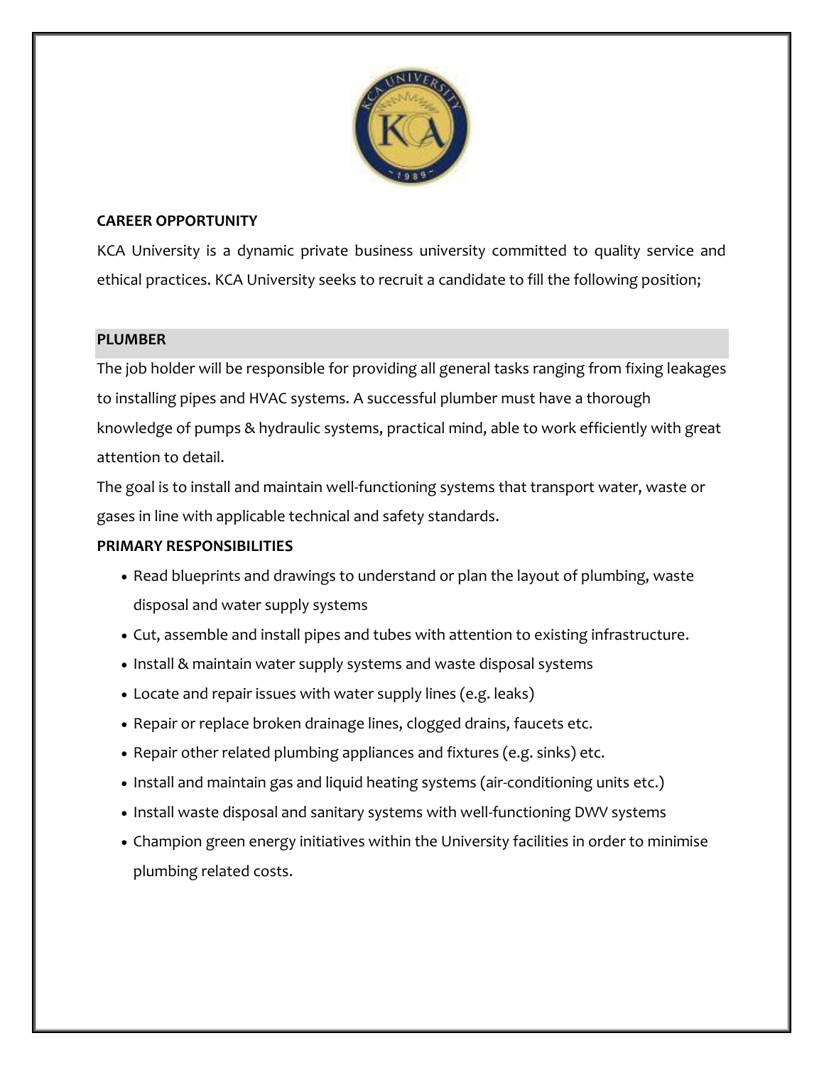**CAREER OPPORTUNITY**

KCA University is a dynamic private business university committed to quality service and ethical practices. KCA University seeks to recruit a candidate to fill the following position;

## PLUMBER

The job holder will be responsible for providing all general tasks ranging from fixing leakages to installing pipes and HVAC systems. A successful plumber must have a thorough knowledge of pumps & hydraulic systems, practical mind, able to work efficiently with great attention to detail.

The goal is to install and maintain well-functioning systems that transport water, waste or gases in line with applicable technical and safety standards.

**PRIMARY RESPONSIBILITIES**

- Read blueprints and drawings to understand or plan the layout of plumbing, waste disposal and water supply systems
- Cut, assemble and install pipes and tubes with attention to existing infrastructure.
- Install & maintain water supply systems and waste disposal systems
- Locate and repair issues with water supply lines (e.g. leaks)
- Repair or replace broken drainage lines, clogged drains, faucets etc.
- Repair other related plumbing appliances and fixtures (e.g. sinks) etc.
- Install and maintain gas and liquid heating systems (air-conditioning units etc.)
- Install waste disposal and sanitary systems with well-functioning DWV systems
- Champion green energy initiatives within the University facilities in order to minimise plumbing related costs.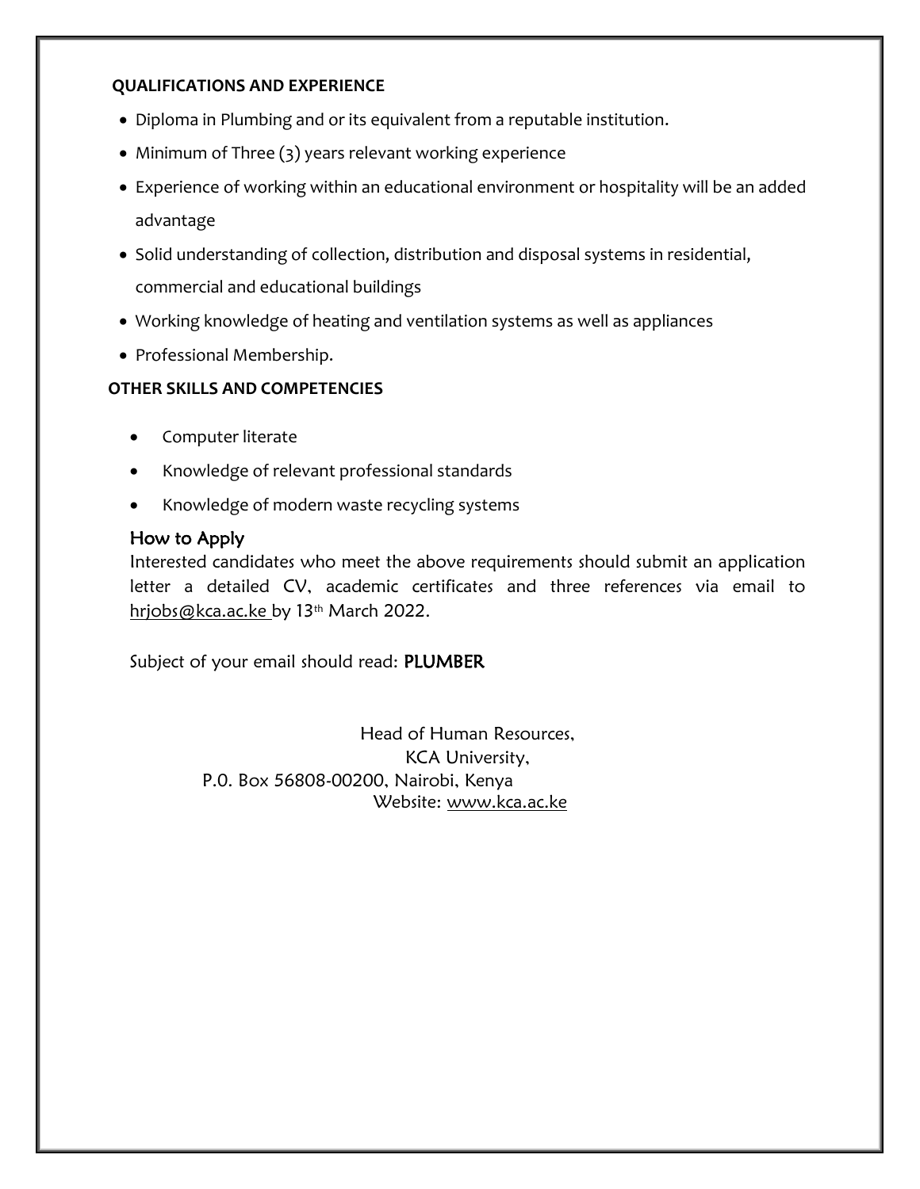**QUALIFICATIONS AND EXPERIENCE**

- Diploma in Plumbing and or its equivalent from a reputable institution.
- Minimum of Three (3) years relevant working experience
- Experience of working within an educational environment or hospitality will be an added advantage
- Solid understanding of collection, distribution and disposal systems in residential, commercial and educational buildings
- Working knowledge of heating and ventilation systems as well as appliances
- Professional Membership.

**OTHER SKILLS AND COMPETENCIES**

- Computer literate
- Knowledge of relevant professional standards
- Knowledge of modern waste recycling systems

## How to Apply

Interested candidates who meet the above requirements should submit an application letter a detailed CV, academic certificates and three references via email to hrjobs@kca.ac.ke by 13th March 2022.

Subject of your email should read: **PLUMBER**

Head of Human Resources,
KCA University,
P.0. Box 56808-00200, Nairobi, Kenya
Website: www.kca.ac.ke